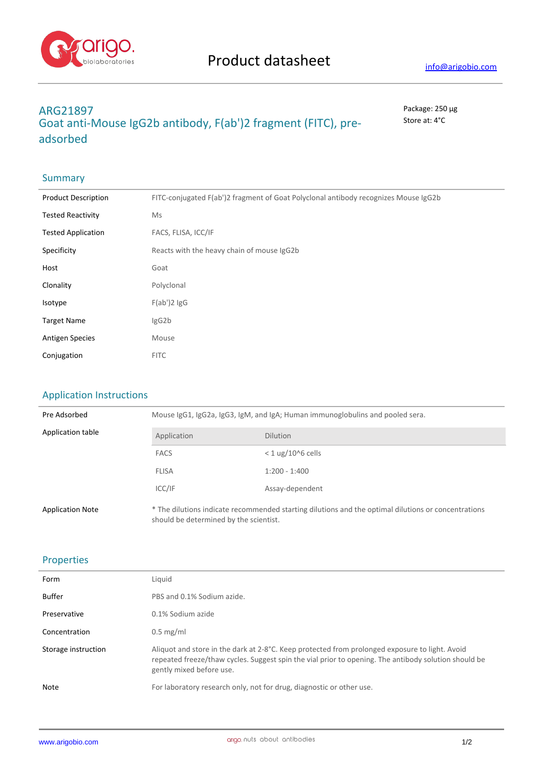Product datasheet

info@arigobio.com

# ARG21897
## Goat anti-Mouse IgG2b antibody, F(ab')2 fragment (FITC), pre-adsorbed

Package: 250 μg
Store at: 4°C

## Summary

| | |
|---|---|
| Product Description | FITC-conjugated F(ab')2 fragment of Goat Polyclonal antibody recognizes Mouse IgG2b |
| Tested Reactivity | Ms |
| Tested Application | FACS, FLISA, ICC/IF |
| Specificity | Reacts with the heavy chain of mouse IgG2b |
| Host | Goat |
| Clonality | Polyclonal |
| Isotype | F(ab')2 IgG |
| Target Name | IgG2b |
| Antigen Species | Mouse |
| Conjugation | FITC |

## Application Instructions

Pre Adsorbed: Mouse IgG1, IgG2a, IgG3, IgM, and IgA; Human immunoglobulins and pooled sera.

Application table

| Application | Dilution |
|---|---|
| FACS | < 1 ug/10^6 cells |
| FLISA | 1:200 - 1:400 |
| ICC/IF | Assay-dependent |

Application Note: * The dilutions indicate recommended starting dilutions and the optimal dilutions or concentrations should be determined by the scientist.

## Properties

| | |
|---|---|
| Form | Liquid |
| Buffer | PBS and 0.1% Sodium azide. |
| Preservative | 0.1% Sodium azide |
| Concentration | 0.5 mg/ml |
| Storage instruction | Aliquot and store in the dark at 2-8°C. Keep protected from prolonged exposure to light. Avoid repeated freeze/thaw cycles. Suggest spin the vial prior to opening. The antibody solution should be gently mixed before use. |
| Note | For laboratory research only, not for drug, diagnostic or other use. |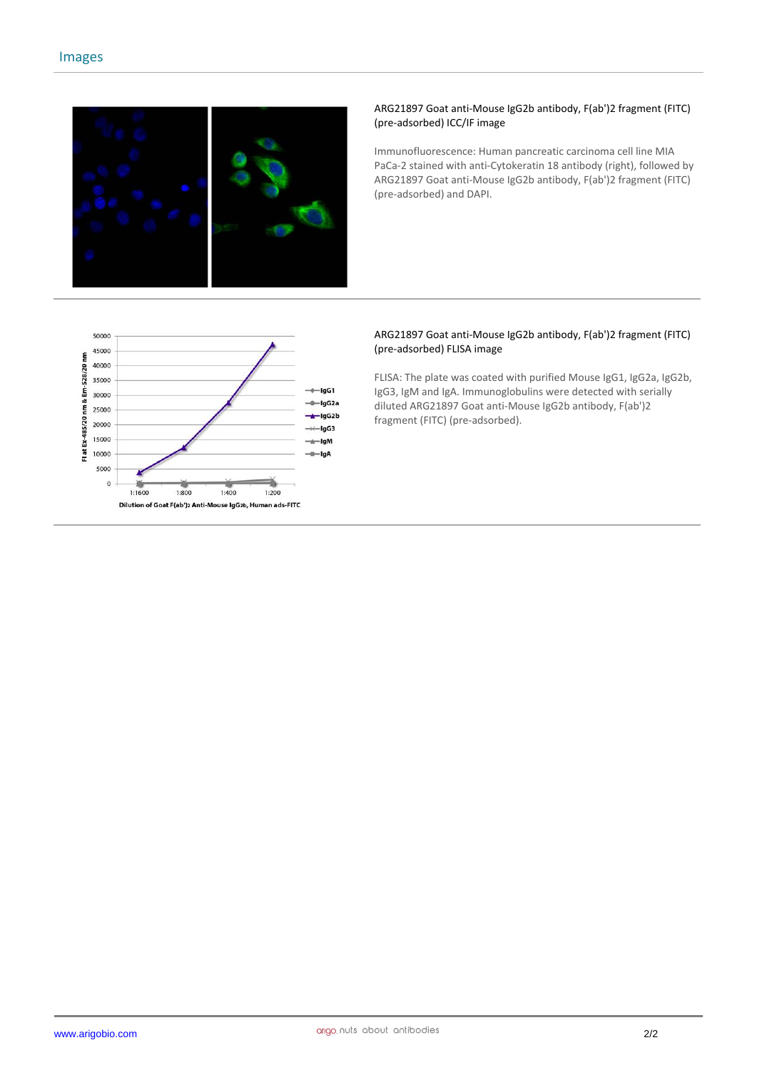## Images

ARG21897 Goat anti-Mouse IgG2b antibody, F(ab')2 fragment (FITC) (pre-adsorbed) ICC/IF image

Immunofluorescence: Human pancreatic carcinoma cell line MIA PaCa-2 stained with anti-Cytokeratin 18 antibody (right), followed by ARG21897 Goat anti-Mouse IgG2b antibody, F(ab')2 fragment (FITC) (pre-adsorbed) and DAPI.

FI at Ex-485/20 nm & Em-528/20 nm

50000
45000
40000
35000
30000
25000
20000
15000
10000
5000
0

1:1600
1:800
1:400
1:200

Dilution of Goat F(ab')2 Anti-Mouse IgG2b, Human ads-FITC

IgG1
IgG2a
IgG2b
IgG3
IgM
IgA

ARG21897 Goat anti-Mouse IgG2b antibody, F(ab')2 fragment (FITC) (pre-adsorbed) FLISA image

FLISA: The plate was coated with purified Mouse IgG1, IgG2a, IgG2b, IgG3, IgM and IgA. Immunoglobulins were detected with serially diluted ARG21897 Goat anti-Mouse IgG2b antibody, F(ab')2 fragment (FITC) (pre-adsorbed).